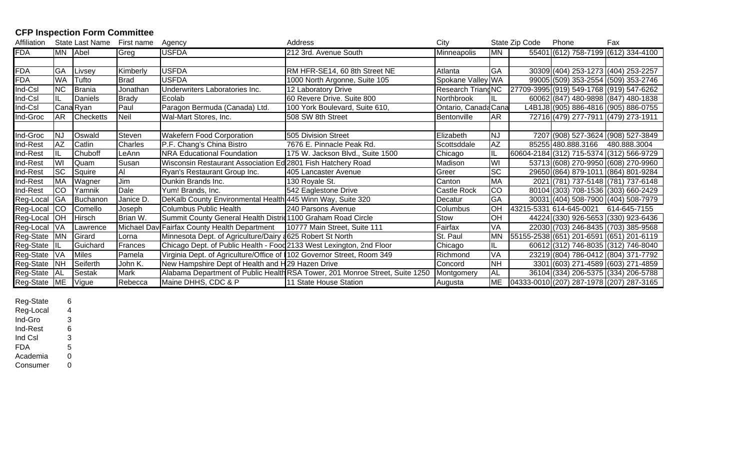## CFP Inspection Form Committee

| Affiliation | State | Last Name | First name | Agency | Address | City | State | Zip Code | Phone | Fax |
|---|---|---|---|---|---|---|---|---|---|---|
| FDA | MN | Abel | Greg | USFDA | 212 3rd. Avenue South | Minneapolis | MN | 55401 | (612) 758-7199 | (612) 334-4100 |
| | | | | | | | | | | |
| FDA | GA | Livsey | Kimberly | USFDA | RM HFR-SE14, 60 8th Street NE | Atlanta | GA | 30309 | (404) 253-1273 | (404) 253-2257 |
| FDA | WA | Tufto | Brad | USFDA | 1000 North Argonne, Suite 105 | Spokane Valley | WA | 99005 | (509) 353-2554 | (509) 353-2746 |
| Ind-Csl | NC | Brania | Jonathan | Underwriters Laboratories Inc. | 12 Laboratory Drive | Research Triang | NC | 27709-3995 | (919) 549-1768 | (919) 547-6262 |
| Ind-Csl | IL | Daniels | Brady | Ecolab | 60 Revere Drive. Suite 800 | Northbrook | IL | 60062 | (847) 480-9898 | (847) 480-1838 |
| Ind-Csl | Cana | Ryan | Paul | Paragon Bermuda (Canada) Ltd. | 100 York Boulevard, Suite 610, | Ontario, Canada | Cana | L4B1J8 | (905) 886-4816 | (905) 886-0755 |
| Ind-Groc | AR | Checketts | Neil | Wal-Mart Stores, Inc. | 508 SW 8th Street | Bentonville | AR | 72716 | (479) 277-7911 | (479) 273-1911 |
| | | | | | | | | | | |
| Ind-Groc | NJ | Oswald | Steven | Wakefern Food Corporation | 505 Division Street | Elizabeth | NJ | 7207 | (908) 527-3624 | (908) 527-3849 |
| Ind-Rest | AZ | Catlin | Charles | P.F. Chang's China Bistro | 7676 E. Pinnacle Peak Rd. | Scottsddale | AZ | 85255 | 480.888.3166 | 480.888.3004 |
| Ind-Rest | IL | Chuboff | LeAnn | NRA Educational Foundation | 175 W. Jackson Blvd., Suite 1500 | Chicago | IL | 60604-2184 | (312) 715-5374 | (312) 566-9729 |
| Ind-Rest | WI | Quam | Susan | Wisconsin Restaurant Association Ed | 2801 Fish Hatchery Road | Madison | WI | 53713 | (608) 270-9950 | (608) 270-9960 |
| Ind-Rest | SC | Squire | Al | Ryan's Restaurant Group Inc. | 405 Lancaster Avenue | Greer | SC | 29650 | (864) 879-1011 | (864) 801-9284 |
| Ind-Rest | MA | Wagner | Jim | Dunkin Brands Inc. | 130 Royale St. | Canton | MA | 2021 | (781) 737-5148 | (781) 737-6148 |
| Ind-Rest | CO | Yamnik | Dale | Yum! Brands, Inc. | 542 Eaglestone Drive | Castle Rock | CO | 80104 | (303) 708-1536 | (303) 660-2429 |
| Reg-Local | GA | Buchanon | Janice D. | DeKalb County Environmental Health | 445 Winn Way, Suite 320 | Decatur | GA | 30031 | (404) 508-7900 | (404) 508-7979 |
| Reg-Local | CO | Comello | Joseph | Columbus Public Health | 240 Parsons Avenue | Columbus | OH | 43215-5331 | 614-645-0021 | 614-645-7155 |
| Reg-Local | OH | Hirsch | Brian W. | Summit County General Health Distri | 1100 Graham Road Circle | Stow | OH | 44224 | (330) 926-5653 | (330) 923-6436 |
| Reg-Local | VA | Lawrence | Michael Dav | Fairfax County Health Department | 10777 Main Street, Suite 111 | Fairfax | VA | 22030 | (703) 246-8435 | (703) 385-9568 |
| Reg-State | MN | Girard | Lorna | Minnesota Dept. of Agriculture/Dairy a | 625 Robert St North | St. Paul | MN | 55155-2538 | (651) 201-6591 | (651) 201-6119 |
| Reg-State | IL | Guichard | Frances | Chicago Dept. of Public Health - Food | 2133 West Lexington, 2nd Floor | Chicago | IL | 60612 | (312) 746-8035 | (312) 746-8040 |
| Reg-State | VA | Miles | Pamela | Virginia Dept. of Agriculture/Office of | 102 Governor Street, Room 349 | Richmond | VA | 23219 | (804) 786-0412 | (804) 371-7792 |
| Reg-State | NH | Seiferth | John K. | New Hampshire Dept of Health and H | 29 Hazen Drive | Concord | NH | 3301 | (603) 271-4589 | (603) 271-4859 |
| Reg-State | AL | Sestak | Mark | Alabama Department of Public Health | RSA Tower, 201 Monroe Street, Suite 1250 | Montgomery | AL | 36104 | (334) 206-5375 | (334) 206-5788 |
| Reg-State | ME | Vigue | Rebecca | Maine DHHS, CDC & P | 11 State House Station | Augusta | ME | 04333-0010 | (207) 287-1978 | (207) 287-3165 |

| | |
|---|---|
| Reg-State | 6 |
| Reg-Local | 4 |
| Ind-Gro | 3 |
| Ind-Rest | 6 |
| Ind Csl | 3 |
| FDA | 5 |
| Academia | 0 |
| Consumer | 0 |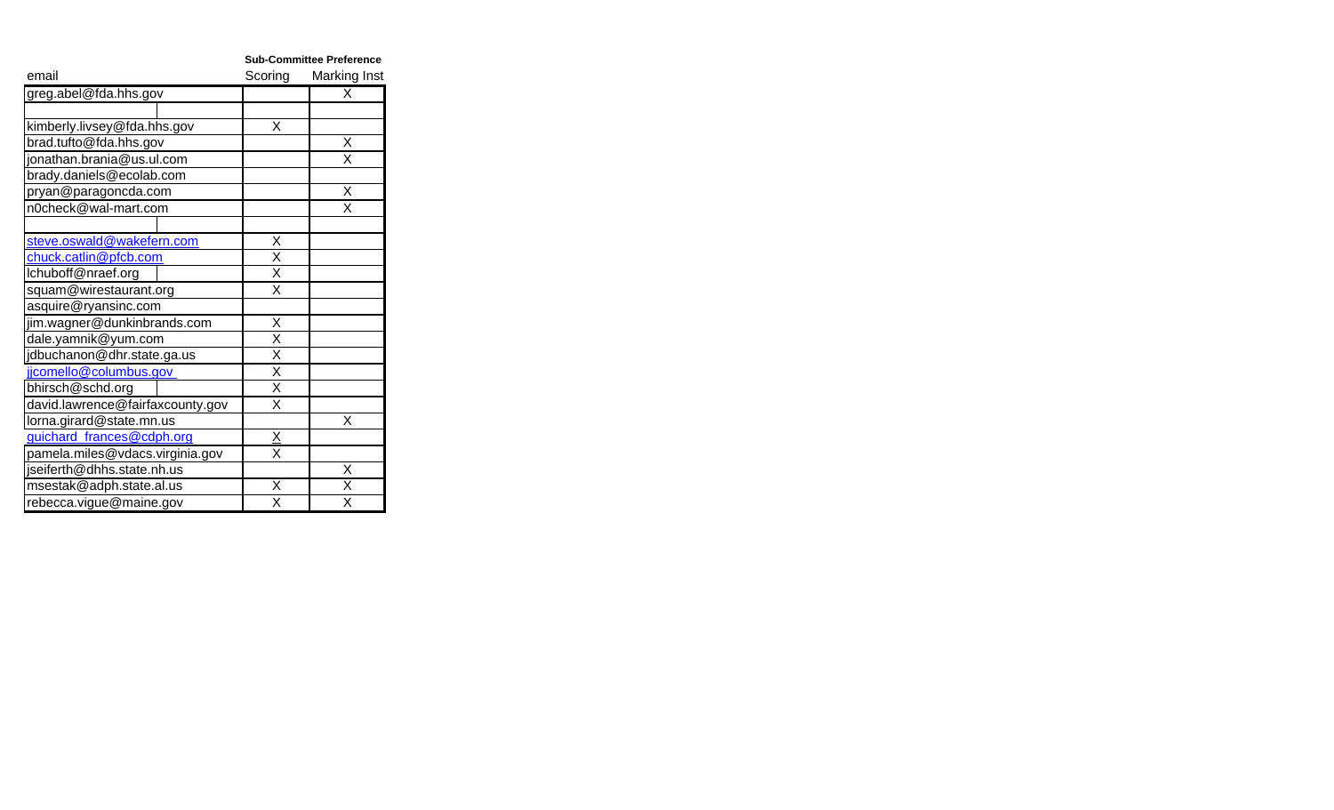| email | Sub-Committee Preference | |
|---|---|---|
| | Scoring | Marking Inst |
| greg.abel@fda.hhs.gov | | X |
| | | |
| kimberly.livsey@fda.hhs.gov | X | |
| brad.tufto@fda.hhs.gov | | X |
| jonathan.brania@us.ul.com | | X |
| brady.daniels@ecolab.com | | |
| pryan@paragoncda.com | | X |
| n0check@wal-mart.com | | X |
| | | |
| steve.oswald@wakefern.com | X | |
| chuck.catlin@pfcb.com | X | |
| lchuboff@nraef.org | X | |
| squam@wirestaurant.org | X | |
| asquire@ryansinc.com | | |
| jim.wagner@dunkinbrands.com | X | |
| dale.yamnik@yum.com | X | |
| jdbuchanon@dhr.state.ga.us | X | |
| jjcomello@columbus.gov | X | |
| bhirsch@schd.org | X | |
| david.lawrence@fairfaxcounty.gov | X | |
| lorna.girard@state.mn.us | | X |
| guichard_frances@cdph.org | X | |
| pamela.miles@vdacs.virginia.gov | X | |
| jseiferth@dhhs.state.nh.us | | X |
| msestak@adph.state.al.us | X | X |
| rebecca.vigue@maine.gov | X | X |